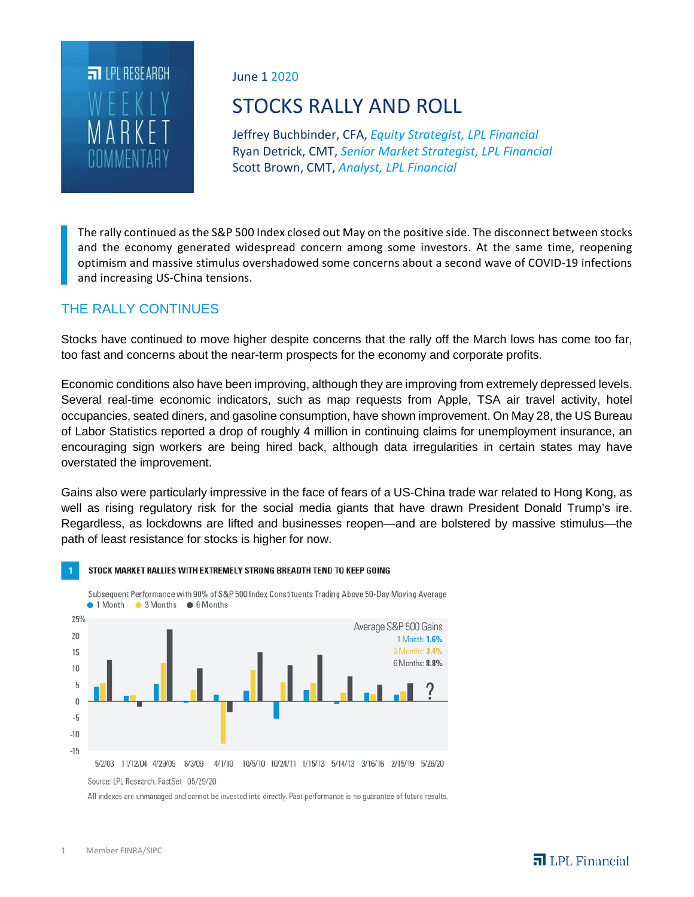LPL RESEARCH
WEEKLY MARKET COMMENTARY

June 1 2020

# STOCKS RALLY AND ROLL

Jeffrey Buchbinder, CFA, *Equity Strategist, LPL Financial*
Ryan Detrick, CMT, *Senior Market Strategist, LPL Financial*
Scott Brown, CMT, *Analyst, LPL Financial*

The rally continued as the S&P 500 Index closed out May on the positive side. The disconnect between stocks and the economy generated widespread concern among some investors. At the same time, reopening optimism and massive stimulus overshadowed some concerns about a second wave of COVID-19 infections and increasing US-China tensions.

## THE RALLY CONTINUES

Stocks have continued to move higher despite concerns that the rally off the March lows has come too far, too fast and concerns about the near-term prospects for the economy and corporate profits.

Economic conditions also have been improving, although they are improving from extremely depressed levels. Several real-time economic indicators, such as map requests from Apple, TSA air travel activity, hotel occupancies, seated diners, and gasoline consumption, have shown improvement. On May 28, the US Bureau of Labor Statistics reported a drop of roughly 4 million in continuing claims for unemployment insurance, an encouraging sign workers are being hired back, although data irregularities in certain states may have overstated the improvement.

Gains also were particularly impressive in the face of fears of a US-China trade war related to Hong Kong, as well as rising regulatory risk for the social media giants that have drawn President Donald Trump's ire. Regardless, as lockdowns are lifted and businesses reopen—and are bolstered by massive stimulus—the path of least resistance for stocks is higher for now.

**1 STOCK MARKET RALLIES WITH EXTREMELY STRONG BREADTH TEND TO KEEP GOING**

Subsequent Performance with 90% of S&P 500 Index Constituents Trading Above 50-Day Moving Average

Legend: 1 Month, 3 Months, 6 Months

Average S&P 500 Gains: 1 Month: 1.6%; 3 Months: 3.4%; 6 Months: 8.8%

Dates: 5/2/03, 11/12/04, 4/29/09, 8/3/09, 4/1/10, 10/5/10, 10/24/11, 1/15/13, 5/14/13, 3/16/16, 2/15/19, 5/26/20 (?)

Source: LPL Research, FactSet 05/29/20

All indexes are unmanaged and cannot be invested into directly. Past performance is no guarantee of future results.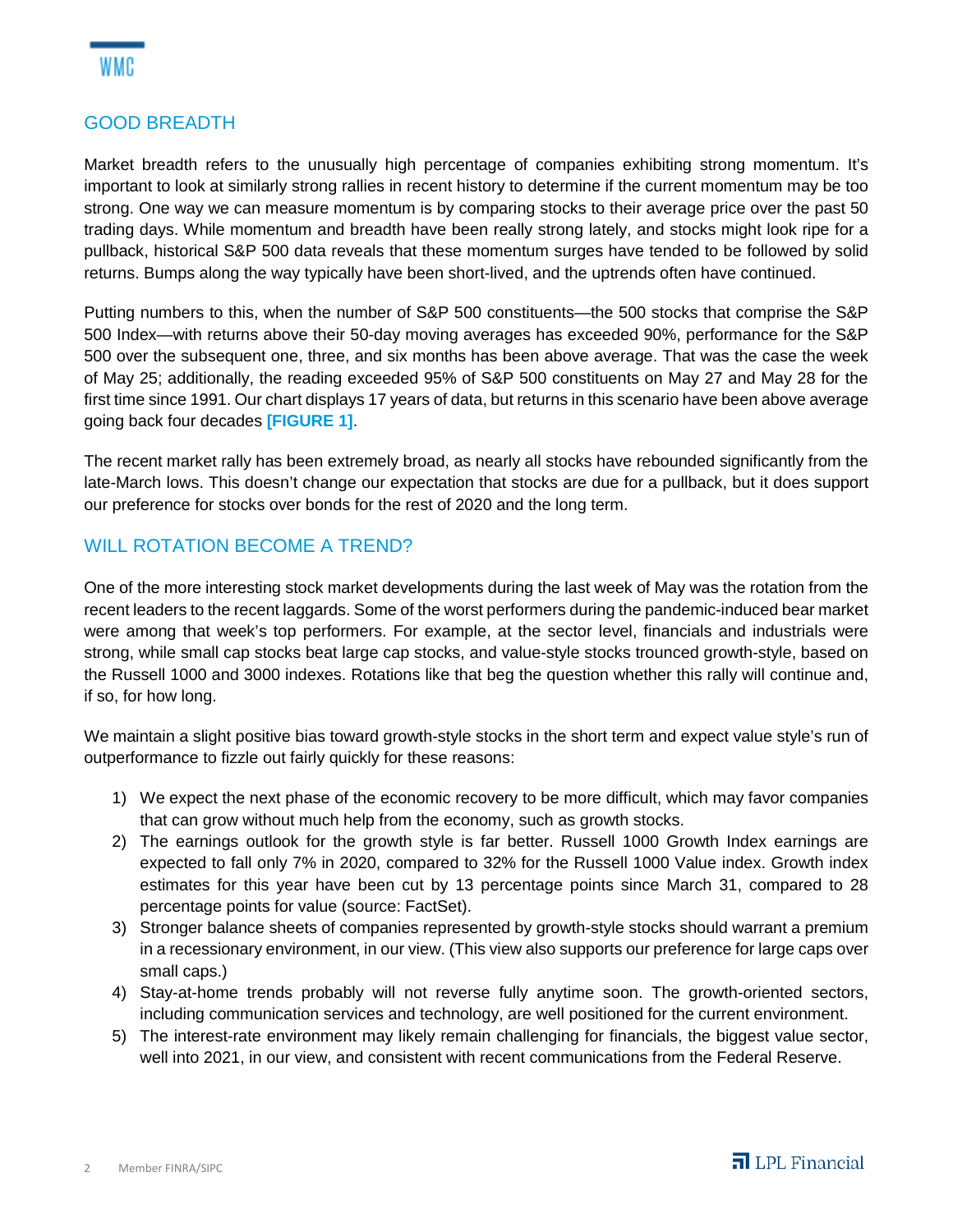## GOOD BREADTH

Market breadth refers to the unusually high percentage of companies exhibiting strong momentum. It's important to look at similarly strong rallies in recent history to determine if the current momentum may be too strong. One way we can measure momentum is by comparing stocks to their average price over the past 50 trading days. While momentum and breadth have been really strong lately, and stocks might look ripe for a pullback, historical S&P 500 data reveals that these momentum surges have tended to be followed by solid returns. Bumps along the way typically have been short-lived, and the uptrends often have continued.

Putting numbers to this, when the number of S&P 500 constituents—the 500 stocks that comprise the S&P 500 Index—with returns above their 50-day moving averages has exceeded 90%, performance for the S&P 500 over the subsequent one, three, and six months has been above average. That was the case the week of May 25; additionally, the reading exceeded 95% of S&P 500 constituents on May 27 and May 28 for the first time since 1991. Our chart displays 17 years of data, but returns in this scenario have been above average going back four decades **[FIGURE 1]**.

The recent market rally has been extremely broad, as nearly all stocks have rebounded significantly from the late-March lows. This doesn't change our expectation that stocks are due for a pullback, but it does support our preference for stocks over bonds for the rest of 2020 and the long term.

## WILL ROTATION BECOME A TREND?

One of the more interesting stock market developments during the last week of May was the rotation from the recent leaders to the recent laggards. Some of the worst performers during the pandemic-induced bear market were among that week's top performers. For example, at the sector level, financials and industrials were strong, while small cap stocks beat large cap stocks, and value-style stocks trounced growth-style, based on the Russell 1000 and 3000 indexes. Rotations like that beg the question whether this rally will continue and, if so, for how long.

We maintain a slight positive bias toward growth-style stocks in the short term and expect value style's run of outperformance to fizzle out fairly quickly for these reasons:

1) We expect the next phase of the economic recovery to be more difficult, which may favor companies that can grow without much help from the economy, such as growth stocks.
2) The earnings outlook for the growth style is far better. Russell 1000 Growth Index earnings are expected to fall only 7% in 2020, compared to 32% for the Russell 1000 Value index. Growth index estimates for this year have been cut by 13 percentage points since March 31, compared to 28 percentage points for value (source: FactSet).
3) Stronger balance sheets of companies represented by growth-style stocks should warrant a premium in a recessionary environment, in our view. (This view also supports our preference for large caps over small caps.)
4) Stay-at-home trends probably will not reverse fully anytime soon. The growth-oriented sectors, including communication services and technology, are well positioned for the current environment.
5) The interest-rate environment may likely remain challenging for financials, the biggest value sector, well into 2021, in our view, and consistent with recent communications from the Federal Reserve.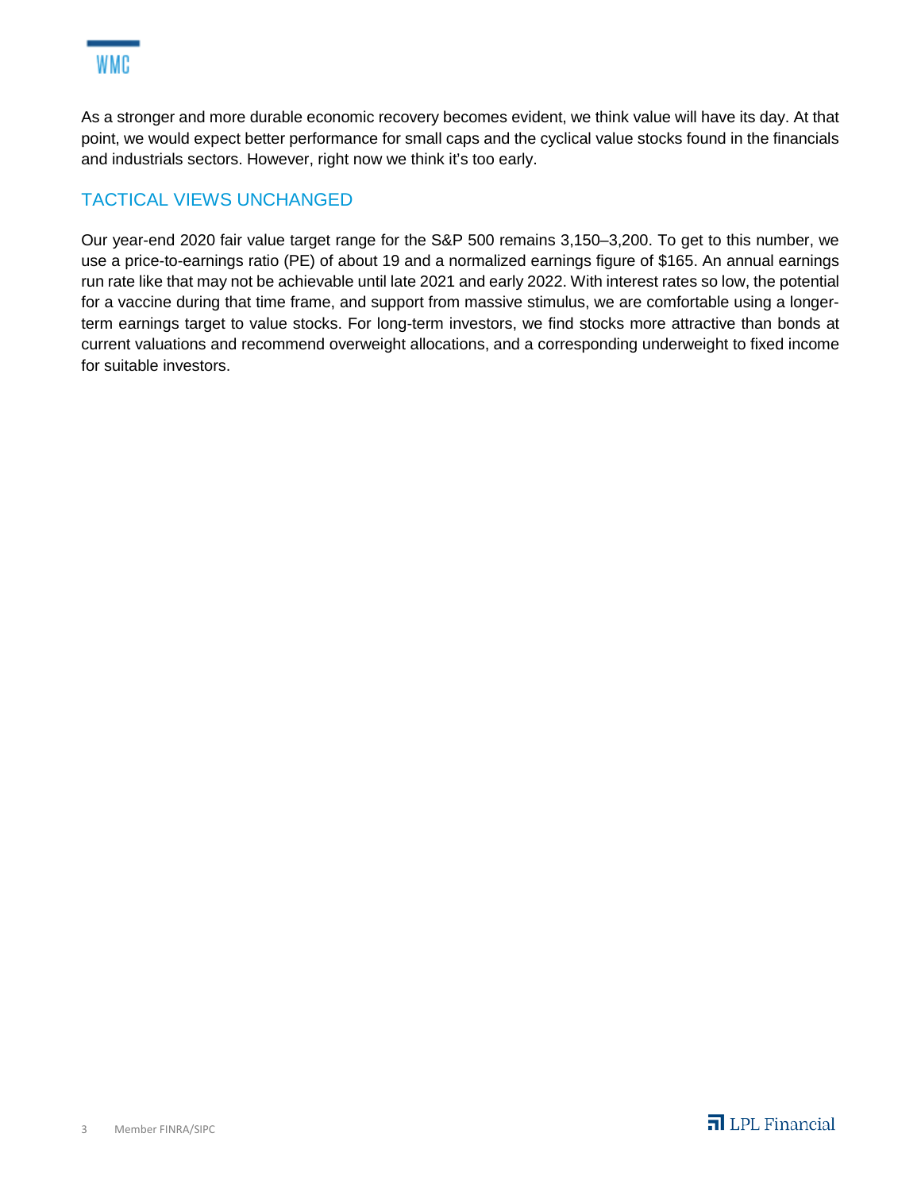As a stronger and more durable economic recovery becomes evident, we think value will have its day. At that point, we would expect better performance for small caps and the cyclical value stocks found in the financials and industrials sectors. However, right now we think it's too early.

## TACTICAL VIEWS UNCHANGED

Our year-end 2020 fair value target range for the S&P 500 remains 3,150–3,200. To get to this number, we use a price-to-earnings ratio (PE) of about 19 and a normalized earnings figure of $165. An annual earnings run rate like that may not be achievable until late 2021 and early 2022. With interest rates so low, the potential for a vaccine during that time frame, and support from massive stimulus, we are comfortable using a longer-term earnings target to value stocks. For long-term investors, we find stocks more attractive than bonds at current valuations and recommend overweight allocations, and a corresponding underweight to fixed income for suitable investors.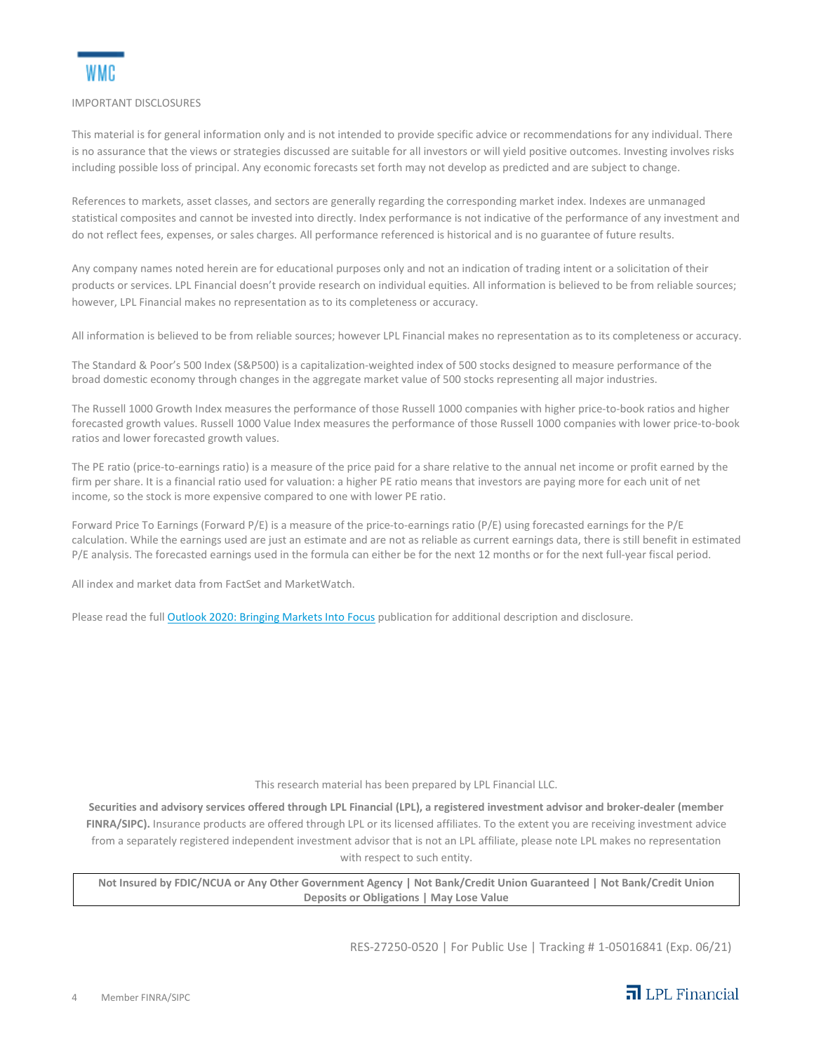WMC

IMPORTANT DISCLOSURES

This material is for general information only and is not intended to provide specific advice or recommendations for any individual. There is no assurance that the views or strategies discussed are suitable for all investors or will yield positive outcomes. Investing involves risks including possible loss of principal. Any economic forecasts set forth may not develop as predicted and are subject to change.

References to markets, asset classes, and sectors are generally regarding the corresponding market index. Indexes are unmanaged statistical composites and cannot be invested into directly. Index performance is not indicative of the performance of any investment and do not reflect fees, expenses, or sales charges. All performance referenced is historical and is no guarantee of future results.

Any company names noted herein are for educational purposes only and not an indication of trading intent or a solicitation of their products or services. LPL Financial doesn't provide research on individual equities. All information is believed to be from reliable sources; however, LPL Financial makes no representation as to its completeness or accuracy.

All information is believed to be from reliable sources; however LPL Financial makes no representation as to its completeness or accuracy.

The Standard & Poor's 500 Index (S&P500) is a capitalization-weighted index of 500 stocks designed to measure performance of the broad domestic economy through changes in the aggregate market value of 500 stocks representing all major industries.

The Russell 1000 Growth Index measures the performance of those Russell 1000 companies with higher price-to-book ratios and higher forecasted growth values. Russell 1000 Value Index measures the performance of those Russell 1000 companies with lower price-to-book ratios and lower forecasted growth values.

The PE ratio (price-to-earnings ratio) is a measure of the price paid for a share relative to the annual net income or profit earned by the firm per share. It is a financial ratio used for valuation: a higher PE ratio means that investors are paying more for each unit of net income, so the stock is more expensive compared to one with lower PE ratio.

Forward Price To Earnings (Forward P/E) is a measure of the price-to-earnings ratio (P/E) using forecasted earnings for the P/E calculation. While the earnings used are just an estimate and are not as reliable as current earnings data, there is still benefit in estimated P/E analysis. The forecasted earnings used in the formula can either be for the next 12 months or for the next full-year fiscal period.

All index and market data from FactSet and MarketWatch.

Please read the full Outlook 2020: Bringing Markets Into Focus publication for additional description and disclosure.

This research material has been prepared by LPL Financial LLC.

**Securities and advisory services offered through LPL Financial (LPL), a registered investment advisor and broker-dealer (member FINRA/SIPC).** Insurance products are offered through LPL or its licensed affiliates. To the extent you are receiving investment advice from a separately registered independent investment advisor that is not an LPL affiliate, please note LPL makes no representation with respect to such entity.

| |
|---|
| **Not Insured by FDIC/NCUA or Any Other Government Agency \| Not Bank/Credit Union Guaranteed \| Not Bank/Credit Union Deposits or Obligations \| May Lose Value** |

RES-27250-0520 | For Public Use | Tracking # 1-05016841 (Exp. 06/21)

Member FINRA/SIPC

LPL Financial